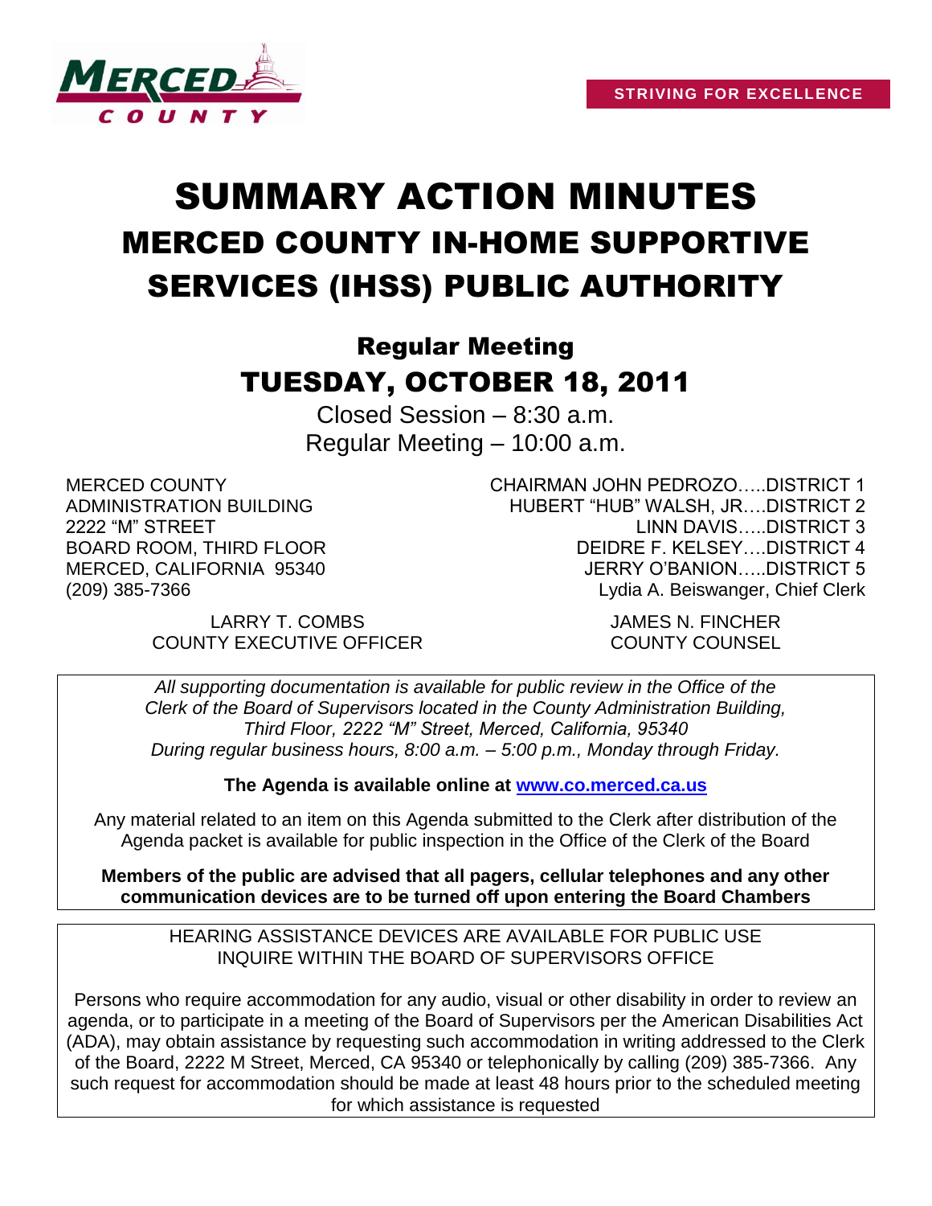STRIVING FOR EXCELLENCE

# SUMMARY ACTION MINUTES
# MERCED COUNTY IN-HOME SUPPORTIVE SERVICES (IHSS) PUBLIC AUTHORITY

## Regular Meeting
## TUESDAY, OCTOBER 18, 2011

Closed Session – 8:30 a.m.
Regular Meeting – 10:00 a.m.

MERCED COUNTY
ADMINISTRATION BUILDING
2222 "M" STREET
BOARD ROOM, THIRD FLOOR
MERCED, CALIFORNIA 95340
(209) 385-7366

CHAIRMAN JOHN PEDROZO…..DISTRICT 1
HUBERT "HUB" WALSH, JR….DISTRICT 2
LINN DAVIS…..DISTRICT 3
DEIDRE F. KELSEY….DISTRICT 4
JERRY O'BANION…..DISTRICT 5
Lydia A. Beiswanger, Chief Clerk

LARRY T. COMBS
COUNTY EXECUTIVE OFFICER

JAMES N. FINCHER
COUNTY COUNSEL

*All supporting documentation is available for public review in the Office of the Clerk of the Board of Supervisors located in the County Administration Building, Third Floor, 2222 "M" Street, Merced, California, 95340 During regular business hours, 8:00 a.m. – 5:00 p.m., Monday through Friday.*

**The Agenda is available online at [www.co.merced.ca.us](http://www.co.merced.ca.us)**

Any material related to an item on this Agenda submitted to the Clerk after distribution of the Agenda packet is available for public inspection in the Office of the Clerk of the Board

**Members of the public are advised that all pagers, cellular telephones and any other communication devices are to be turned off upon entering the Board Chambers**

HEARING ASSISTANCE DEVICES ARE AVAILABLE FOR PUBLIC USE
INQUIRE WITHIN THE BOARD OF SUPERVISORS OFFICE

Persons who require accommodation for any audio, visual or other disability in order to review an agenda, or to participate in a meeting of the Board of Supervisors per the American Disabilities Act (ADA), may obtain assistance by requesting such accommodation in writing addressed to the Clerk of the Board, 2222 M Street, Merced, CA 95340 or telephonically by calling (209) 385-7366. Any such request for accommodation should be made at least 48 hours prior to the scheduled meeting for which assistance is requested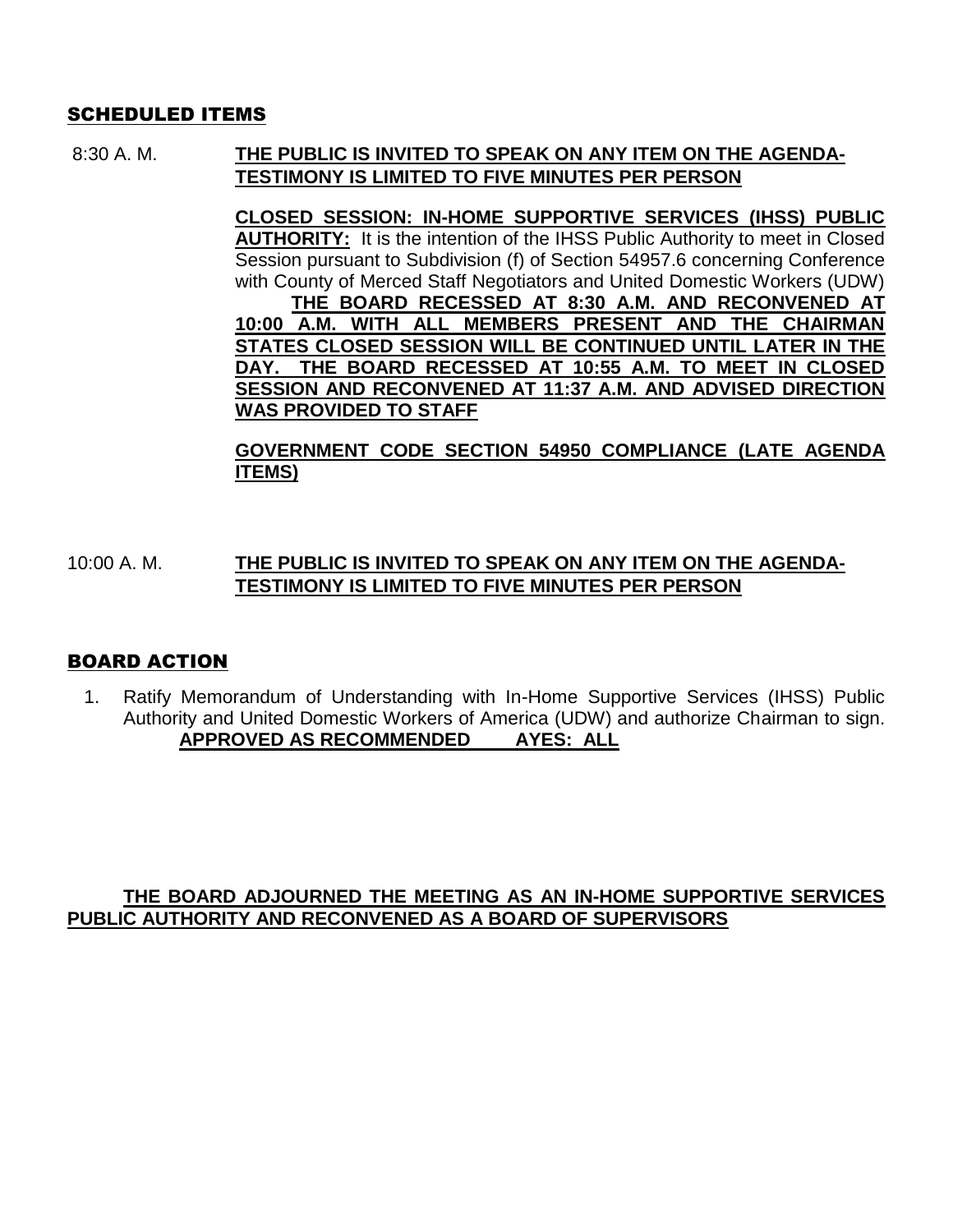## SCHEDULED ITEMS

8:30 A. M. **THE PUBLIC IS INVITED TO SPEAK ON ANY ITEM ON THE AGENDA-TESTIMONY IS LIMITED TO FIVE MINUTES PER PERSON**

**CLOSED SESSION: IN-HOME SUPPORTIVE SERVICES (IHSS) PUBLIC AUTHORITY:** It is the intention of the IHSS Public Authority to meet in Closed Session pursuant to Subdivision (f) of Section 54957.6 concerning Conference with County of Merced Staff Negotiators and United Domestic Workers (UDW)

**THE BOARD RECESSED AT 8:30 A.M. AND RECONVENED AT 10:00 A.M. WITH ALL MEMBERS PRESENT AND THE CHAIRMAN STATES CLOSED SESSION WILL BE CONTINUED UNTIL LATER IN THE DAY. THE BOARD RECESSED AT 10:55 A.M. TO MEET IN CLOSED SESSION AND RECONVENED AT 11:37 A.M. AND ADVISED DIRECTION WAS PROVIDED TO STAFF**

**GOVERNMENT CODE SECTION 54950 COMPLIANCE (LATE AGENDA ITEMS)**

10:00 A. M. **THE PUBLIC IS INVITED TO SPEAK ON ANY ITEM ON THE AGENDA-TESTIMONY IS LIMITED TO FIVE MINUTES PER PERSON**

## BOARD ACTION

1. Ratify Memorandum of Understanding with In-Home Supportive Services (IHSS) Public Authority and United Domestic Workers of America (UDW) and authorize Chairman to sign.
   **APPROVED AS RECOMMENDED AYES: ALL**

**THE BOARD ADJOURNED THE MEETING AS AN IN-HOME SUPPORTIVE SERVICES PUBLIC AUTHORITY AND RECONVENED AS A BOARD OF SUPERVISORS**